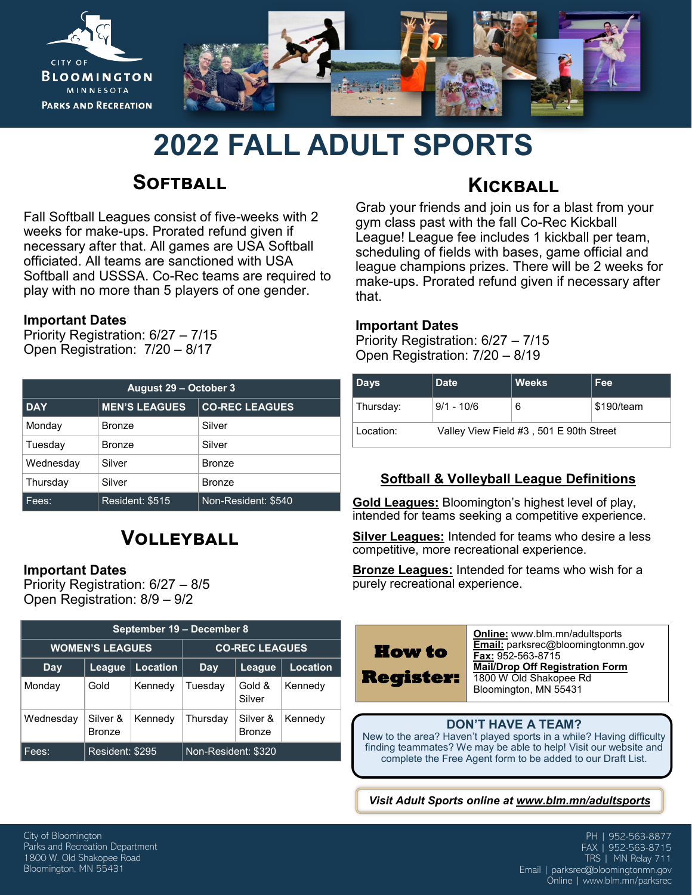City of Bloomington Minnesota

Parks and Recreation

# 2022 FALL ADULT SPORTS

## Softball

Fall Softball Leagues consist of five-weeks with 2 weeks for make-ups. Prorated refund given if necessary after that. All games are USA Softball officiated. All teams are sanctioned with USA Softball and USSSA. Co-Rec teams are required to play with no more than 5 players of one gender.

**Important Dates**
Priority Registration: 6/27 – 7/15
Open Registration: 7/20 – 8/17

| August 29 – October 3 | | |
|---|---|---|
| **DAY** | **MEN'S LEAGUES** | **CO-REC LEAGUES** |
| Monday | Bronze | Silver |
| Tuesday | Bronze | Silver |
| Wednesday | Silver | Bronze |
| Thursday | Silver | Bronze |
| Fees: | Resident: $515 | Non-Resident: $540 |

## Volleyball

**Important Dates**
Priority Registration: 6/27 – 8/5
Open Registration: 8/9 – 9/2

| September 19 – December 8 | | | | | |
|---|---|---|---|---|---|
| **WOMEN'S LEAGUES** | | | **CO-REC LEAGUES** | | |
| **Day** | **League** | **Location** | **Day** | **League** | **Location** |
| Monday | Gold | Kennedy | Tuesday | Gold & Silver | Kennedy |
| Wednesday | Silver & Bronze | Kennedy | Thursday | Silver & Bronze | Kennedy |
| Fees: | Resident: $295 | | Non-Resident: $320 | | |

## Kickball

Grab your friends and join us for a blast from your gym class past with the fall Co-Rec Kickball League! League fee includes 1 kickball per team, scheduling of fields with bases, game official and league champions prizes. There will be 2 weeks for make-ups. Prorated refund given if necessary after that.

**Important Dates**
Priority Registration: 6/27 – 7/15
Open Registration: 7/20 – 8/19

| Days | Date | Weeks | Fee |
|---|---|---|---|
| Thursday: | 9/1 - 10/6 | 6 | $190/team |
| Location: | Valley View Field #3 , 501 E 90th Street | | |

### Softball & Volleyball League Definitions

**Gold Leagues:** Bloomington's highest level of play, intended for teams seeking a competitive experience.

**Silver Leagues:** Intended for teams who desire a less competitive, more recreational experience.

**Bronze Leagues:** Intended for teams who wish for a purely recreational experience.

### How to Register:

**Online:** www.blm.mn/adultsports
**Email:** parksrec@bloomingtonmn.gov
**Fax:** 952-563-8715
**Mail/Drop Off Registration Form**
1800 W Old Shakopee Rd
Bloomington, MN 55431

### DON'T HAVE A TEAM?

New to the area? Haven't played sports in a while? Having difficulty finding teammates? We may be able to help! Visit our website and complete the Free Agent form to be added to our Draft List.

***Visit Adult Sports online at www.blm.mn/adultsports***

City of Bloomington
Parks and Recreation Department
1800 W. Old Shakopee Road
Bloomington, MN 55431

PH | 952-563-8877
FAX | 952-563-8715
TRS | MN Relay 711
Email | parksrec@bloomingtonmn.gov
Online | www.blm.mn/parksrec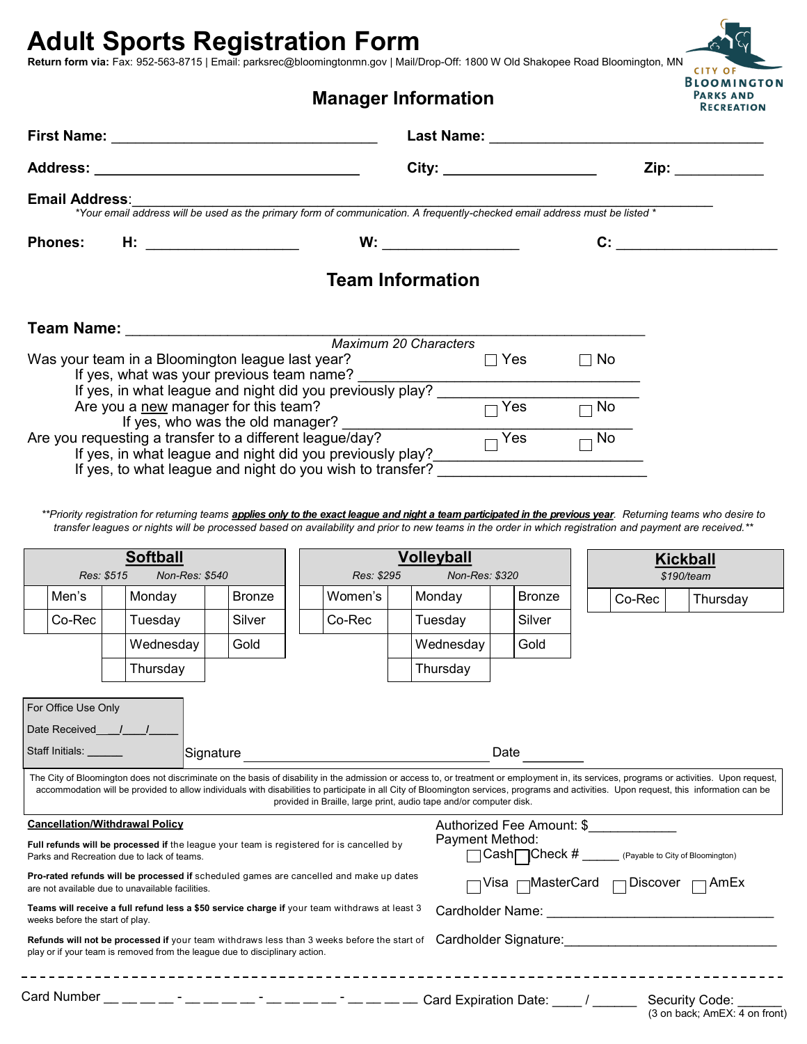# Adult Sports Registration Form

**Return form via:** Fax: 952-563-8715 | Email: parksrec@bloomingtonmn.gov | Mail/Drop-Off: 1800 W Old Shakopee Road Bloomington, MN

CITY OF BLOOMINGTON PARKS AND RECREATION

## Manager Information

**First Name:** ________________________________ **Last Name:** ________________________________

**Address:** ________________________________ **City:** ____________________ **Zip:** ___________

**Email Address**:________________________________________________________________________

*\*Your email address will be used as the primary form of communication. A frequently-checked email address must be listed \**

**Phones:** **H:** ____________________ **W:** __________________ **C:** ______________________

## Team Information

**Team Name:** ________________________________________________________________

*Maximum 20 Characters*

Was your team in a Bloomington league last year? ☐ Yes ☐ No

If yes, what was your previous team name? ________________________________

If yes, in what league and night did you previously play? ________________________

Are you a new manager for this team? ☐ Yes ☐ No

If yes, who was the old manager? ________________________________

Are you requesting a transfer to a different league/day? ☐ Yes ☐ No

If yes, in what league and night did you previously play? ________________________

If yes, to what league and night do you wish to transfer? ________________________

*\*\*Priority registration for returning teams **applies only to the exact league and night a team participated in the previous year**. Returning teams who desire to transfer leagues or nights will be processed based on availability and prior to new teams in the order in which registration and payment are received.\*\**

**Softball** — *Res: $515 Non-Res: $540*

| | | | | | |
|---|---|---|---|---|---|
| ☐ | Men's | ☐ | Monday | ☐ | Bronze |
| ☐ | Co-Rec | ☐ | Tuesday | ☐ | Silver |
| | | ☐ | Wednesday | ☐ | Gold |
| | | ☐ | Thursday | | |

**Volleyball** — *Res: $295 Non-Res: $320*

| | | | | | |
|---|---|---|---|---|---|
| ☐ | Women's | ☐ | Monday | ☐ | Bronze |
| ☐ | Co-Rec | ☐ | Tuesday | ☐ | Silver |
| | | ☐ | Wednesday | ☐ | Gold |
| | | ☐ | Thursday | | |

**Kickball** — *$190/team*

| | | | |
|---|---|---|---|
| ☐ | Co-Rec | ☐ | Thursday |

For Office Use Only
Date Received___/___/_____
Staff Initials: ______

Signature ________________________________ Date ________

The City of Bloomington does not discriminate on the basis of disability in the admission or access to, or treatment or employment in, its services, programs or activities. Upon request, accommodation will be provided to allow individuals with disabilities to participate in all City of Bloomington services, programs and activities. Upon request, this information can be provided in Braille, large print, audio tape and/or computer disk.

**Cancellation/Withdrawal Policy**

**Full refunds will be processed if** the league your team is registered for is cancelled by Parks and Recreation due to lack of teams.

**Pro-rated refunds will be processed if** scheduled games are cancelled and make up dates are not available due to unavailable facilities.

**Teams will receive a full refund less a $50 service charge if** your team withdraws at least 3 weeks before the start of play.

**Refunds will not be processed if** your team withdraws less than 3 weeks before the start of play or if your team is removed from the league due to disciplinary action.

Authorized Fee Amount: $____________

Payment Method:

☐ Cash ☐ Check # _____ (Payable to City of Bloomington)

☐ Visa ☐ MasterCard ☐ Discover ☐ AmEx

Cardholder Name: ________________________________

Cardholder Signature: ________________________________

- - - - - - - - - - - - - - - - - - - - - - - - - - - - - - - - - - - - - - - - - - - - - - -

Card Number __ __ __ __ - __ __ __ __ - __ __ __ __ - __ __ __ __ Card Expiration Date: ____ / ______ Security Code: ______
(3 on back; AmEX: 4 on front)